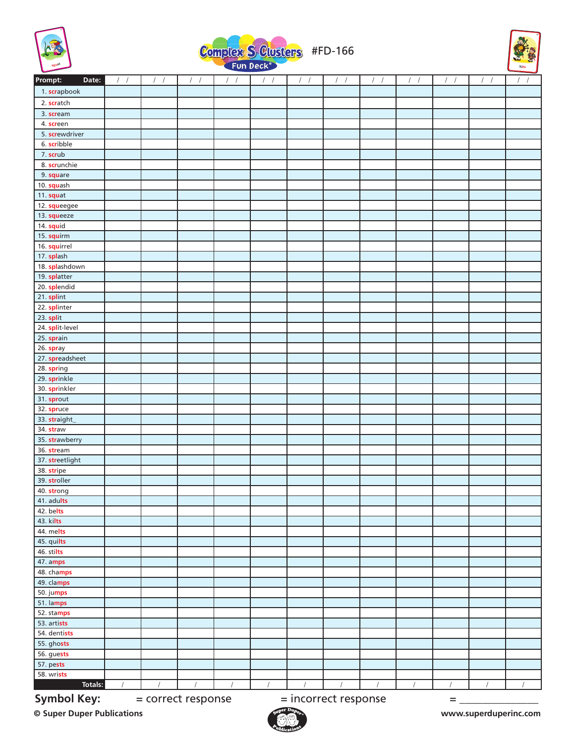# Complex S Clusters Fun Deck® #FD-166

| Prompt: Date: | / / | / / | / / | / / | / / | / / | / / | / / | / / | / / | / / | / / |
|---|---|---|---|---|---|---|---|---|---|---|---|---|
| 1. scrapbook | | | | | | | | | | | | |
| 2. scratch | | | | | | | | | | | | |
| 3. scream | | | | | | | | | | | | |
| 4. screen | | | | | | | | | | | | |
| 5. screwdriver | | | | | | | | | | | | |
| 6. scribble | | | | | | | | | | | | |
| 7. scrub | | | | | | | | | | | | |
| 8. scrunchie | | | | | | | | | | | | |
| 9. square | | | | | | | | | | | | |
| 10. squash | | | | | | | | | | | | |
| 11. squat | | | | | | | | | | | | |
| 12. squeegee | | | | | | | | | | | | |
| 13. squeeze | | | | | | | | | | | | |
| 14. squid | | | | | | | | | | | | |
| 15. squirm | | | | | | | | | | | | |
| 16. squirrel | | | | | | | | | | | | |
| 17. splash | | | | | | | | | | | | |
| 18. splashdown | | | | | | | | | | | | |
| 19. splatter | | | | | | | | | | | | |
| 20. splendid | | | | | | | | | | | | |
| 21. splint | | | | | | | | | | | | |
| 22. splinter | | | | | | | | | | | | |
| 23. split | | | | | | | | | | | | |
| 24. split-level | | | | | | | | | | | | |
| 25. sprain | | | | | | | | | | | | |
| 26. spray | | | | | | | | | | | | |
| 27. spreadsheet | | | | | | | | | | | | |
| 28. spring | | | | | | | | | | | | |
| 29. sprinkle | | | | | | | | | | | | |
| 30. sprinkler | | | | | | | | | | | | |
| 31. sprout | | | | | | | | | | | | |
| 32. spruce | | | | | | | | | | | | |
| 33. straight_ | | | | | | | | | | | | |
| 34. straw | | | | | | | | | | | | |
| 35. strawberry | | | | | | | | | | | | |
| 36. stream | | | | | | | | | | | | |
| 37. streetlight | | | | | | | | | | | | |
| 38. stripe | | | | | | | | | | | | |
| 39. stroller | | | | | | | | | | | | |
| 40. strong | | | | | | | | | | | | |
| 41. adults | | | | | | | | | | | | |
| 42. belts | | | | | | | | | | | | |
| 43. kilts | | | | | | | | | | | | |
| 44. melts | | | | | | | | | | | | |
| 45. quilts | | | | | | | | | | | | |
| 46. stilts | | | | | | | | | | | | |
| 47. amps | | | | | | | | | | | | |
| 48. champs | | | | | | | | | | | | |
| 49. clamps | | | | | | | | | | | | |
| 50. jumps | | | | | | | | | | | | |
| 51. lamps | | | | | | | | | | | | |
| 52. stamps | | | | | | | | | | | | |
| 53. artists | | | | | | | | | | | | |
| 54. dentists | | | | | | | | | | | | |
| 55. ghosts | | | | | | | | | | | | |
| 56. guests | | | | | | | | | | | | |
| 57. pests | | | | | | | | | | | | |
| 58. wrists | | | | | | | | | | | | |
| Totals: | / | / | / | / | / | / | / | / | / | / | / | / |

**Symbol Key:** = correct response = incorrect response = _______________

**© Super Duper Publications** www.superduperinc.com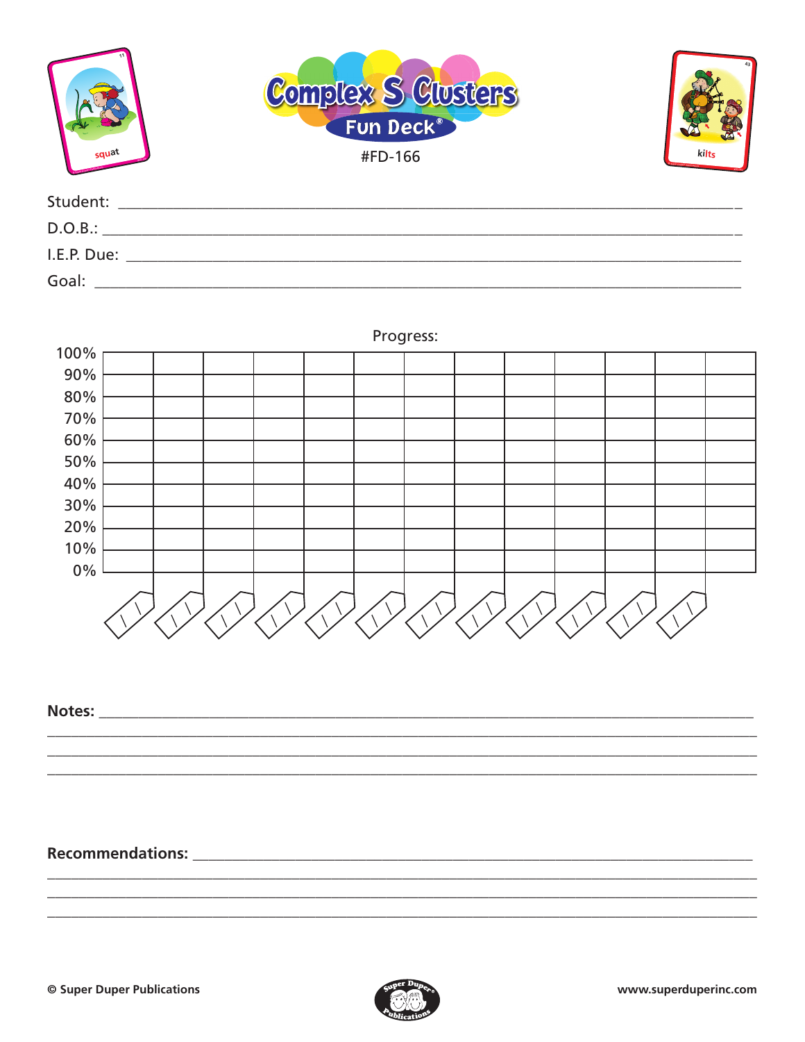# Complex S Clusters

Fun Deck®

#FD-166

squat

kilts

Student: ___

D.O.B.: ___

I.E.P. Due: ___

Goal: ___

Progress:

100%
90%
80%
70%
60%
50%
40%
30%
20%
10%
0%

**Notes:** ___

**Recommendations:** ___

© Super Duper Publications

www.superduperinc.com